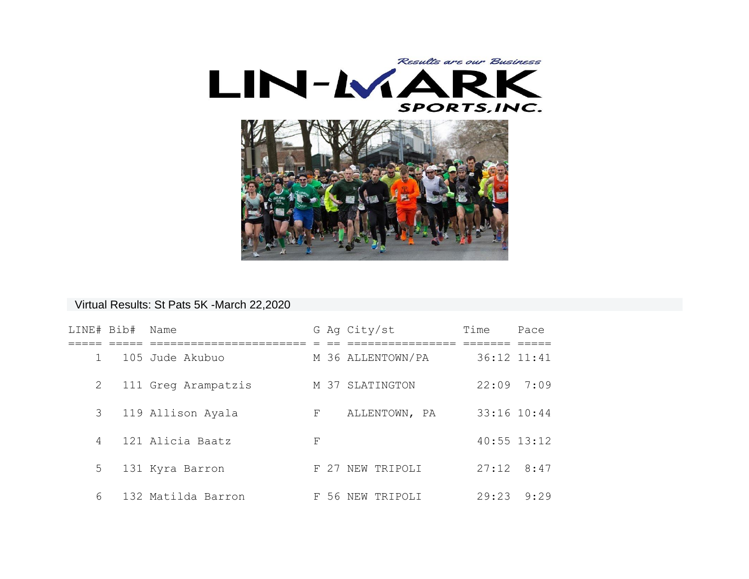LIN-MARK SPORTS, INC.

*Results are our Business*

Virtual Results: St Pats 5K -March 22,2020

| LINE# | Bib# | Name | G | Ag | City/st | Time | Pace |
|---|---|---|---|---|---|---|---|
| 1 | 105 | Jude Akubuo | M | 36 | ALLENTOWN/PA | 36:12 | 11:41 |
| 2 | 111 | Greg Arampatzis | M | 37 | SLATINGTON | 22:09 | 7:09 |
| 3 | 119 | Allison Ayala | F | | ALLENTOWN, PA | 33:16 | 10:44 |
| 4 | 121 | Alicia Baatz | F | | | 40:55 | 13:12 |
| 5 | 131 | Kyra Barron | F | 27 | NEW TRIPOLI | 27:12 | 8:47 |
| 6 | 132 | Matilda Barron | F | 56 | NEW TRIPOLI | 29:23 | 9:29 |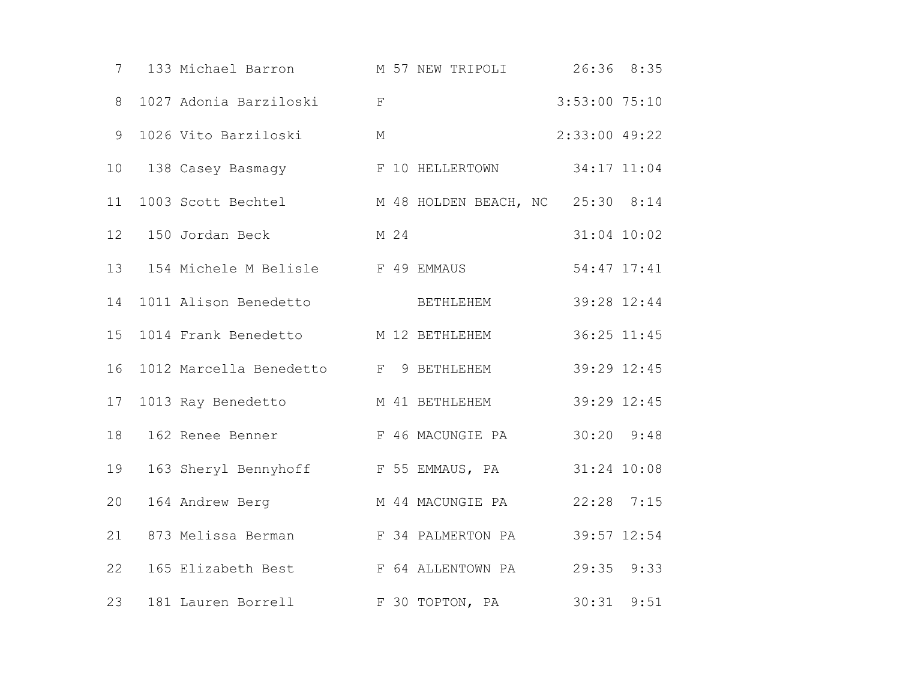| | | | | | | | |
|---|---|---|---|---|---|---|---|
| 7 | 133 | Michael Barron | M | 57 | NEW TRIPOLI | 26:36 | 8:35 |
| 8 | 1027 | Adonia Barziloski | F | | | 3:53:00 | 75:10 |
| 9 | 1026 | Vito Barziloski | M | | | 2:33:00 | 49:22 |
| 10 | 138 | Casey Basmagy | F | 10 | HELLERTOWN | 34:17 | 11:04 |
| 11 | 1003 | Scott Bechtel | M | 48 | HOLDEN BEACH, NC | 25:30 | 8:14 |
| 12 | 150 | Jordan Beck | M | 24 | | 31:04 | 10:02 |
| 13 | 154 | Michele M Belisle | F | 49 | EMMAUS | 54:47 | 17:41 |
| 14 | 1011 | Alison Benedetto | | | BETHLEHEM | 39:28 | 12:44 |
| 15 | 1014 | Frank Benedetto | M | 12 | BETHLEHEM | 36:25 | 11:45 |
| 16 | 1012 | Marcella Benedetto | F | 9 | BETHLEHEM | 39:29 | 12:45 |
| 17 | 1013 | Ray Benedetto | M | 41 | BETHLEHEM | 39:29 | 12:45 |
| 18 | 162 | Renee Benner | F | 46 | MACUNGIE PA | 30:20 | 9:48 |
| 19 | 163 | Sheryl Bennyhoff | F | 55 | EMMAUS, PA | 31:24 | 10:08 |
| 20 | 164 | Andrew Berg | M | 44 | MACUNGIE PA | 22:28 | 7:15 |
| 21 | 873 | Melissa Berman | F | 34 | PALMERTON PA | 39:57 | 12:54 |
| 22 | 165 | Elizabeth Best | F | 64 | ALLENTOWN PA | 29:35 | 9:33 |
| 23 | 181 | Lauren Borrell | F | 30 | TOPTON, PA | 30:31 | 9:51 |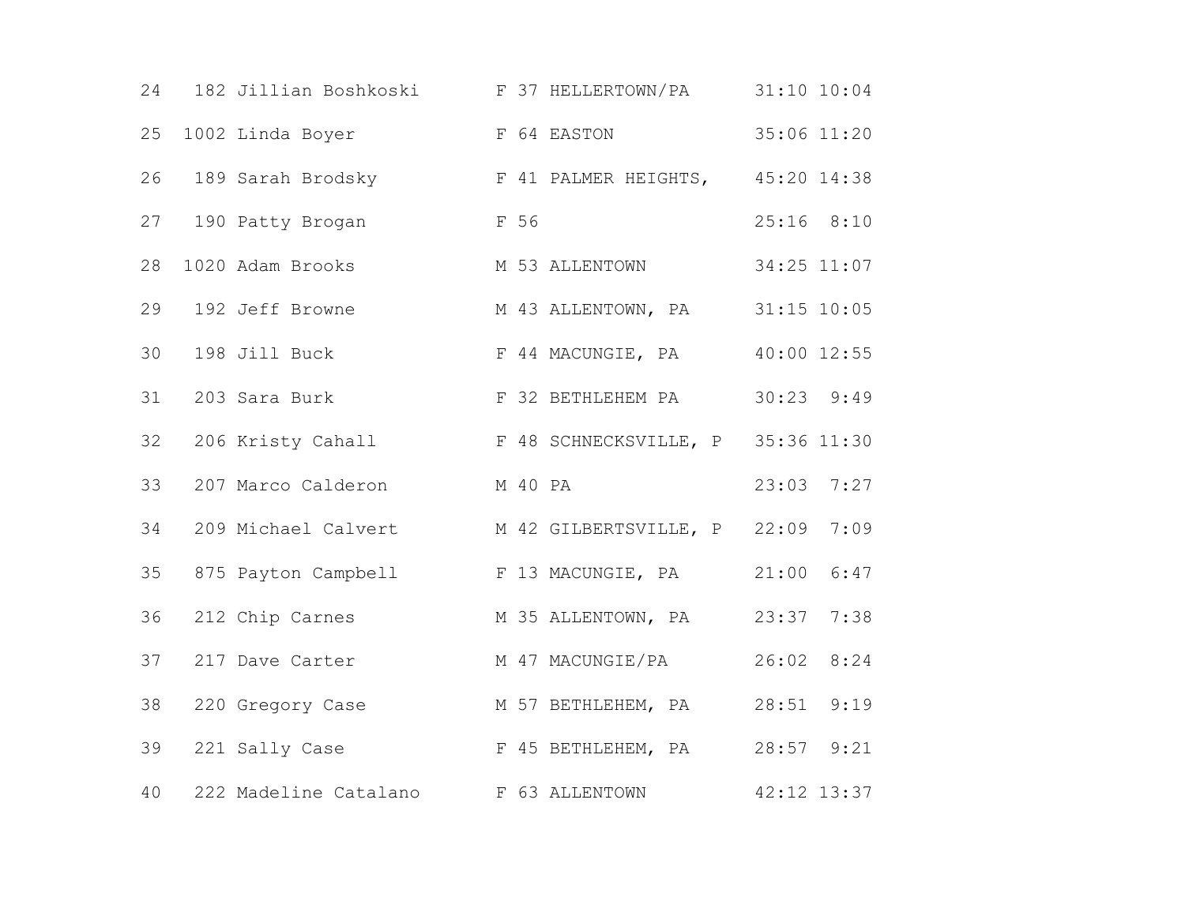| Place | Bib | Name | Sex | Age | City | Time | Pace |
|---|---|---|---|---|---|---|---|
| 24 | 182 | Jillian Boshkoski | F | 37 | HELLERTOWN/PA | 31:10 | 10:04 |
| 25 | 1002 | Linda Boyer | F | 64 | EASTON | 35:06 | 11:20 |
| 26 | 189 | Sarah Brodsky | F | 41 | PALMER HEIGHTS, | 45:20 | 14:38 |
| 27 | 190 | Patty Brogan | F | 56 | | 25:16 | 8:10 |
| 28 | 1020 | Adam Brooks | M | 53 | ALLENTOWN | 34:25 | 11:07 |
| 29 | 192 | Jeff Browne | M | 43 | ALLENTOWN, PA | 31:15 | 10:05 |
| 30 | 198 | Jill Buck | F | 44 | MACUNGIE, PA | 40:00 | 12:55 |
| 31 | 203 | Sara Burk | F | 32 | BETHLEHEM PA | 30:23 | 9:49 |
| 32 | 206 | Kristy Cahall | F | 48 | SCHNECKSVILLE, P | 35:36 | 11:30 |
| 33 | 207 | Marco Calderon | M | 40 | PA | 23:03 | 7:27 |
| 34 | 209 | Michael Calvert | M | 42 | GILBERTSVILLE, P | 22:09 | 7:09 |
| 35 | 875 | Payton Campbell | F | 13 | MACUNGIE, PA | 21:00 | 6:47 |
| 36 | 212 | Chip Carnes | M | 35 | ALLENTOWN, PA | 23:37 | 7:38 |
| 37 | 217 | Dave Carter | M | 47 | MACUNGIE/PA | 26:02 | 8:24 |
| 38 | 220 | Gregory Case | M | 57 | BETHLEHEM, PA | 28:51 | 9:19 |
| 39 | 221 | Sally Case | F | 45 | BETHLEHEM, PA | 28:57 | 9:21 |
| 40 | 222 | Madeline Catalano | F | 63 | ALLENTOWN | 42:12 | 13:37 |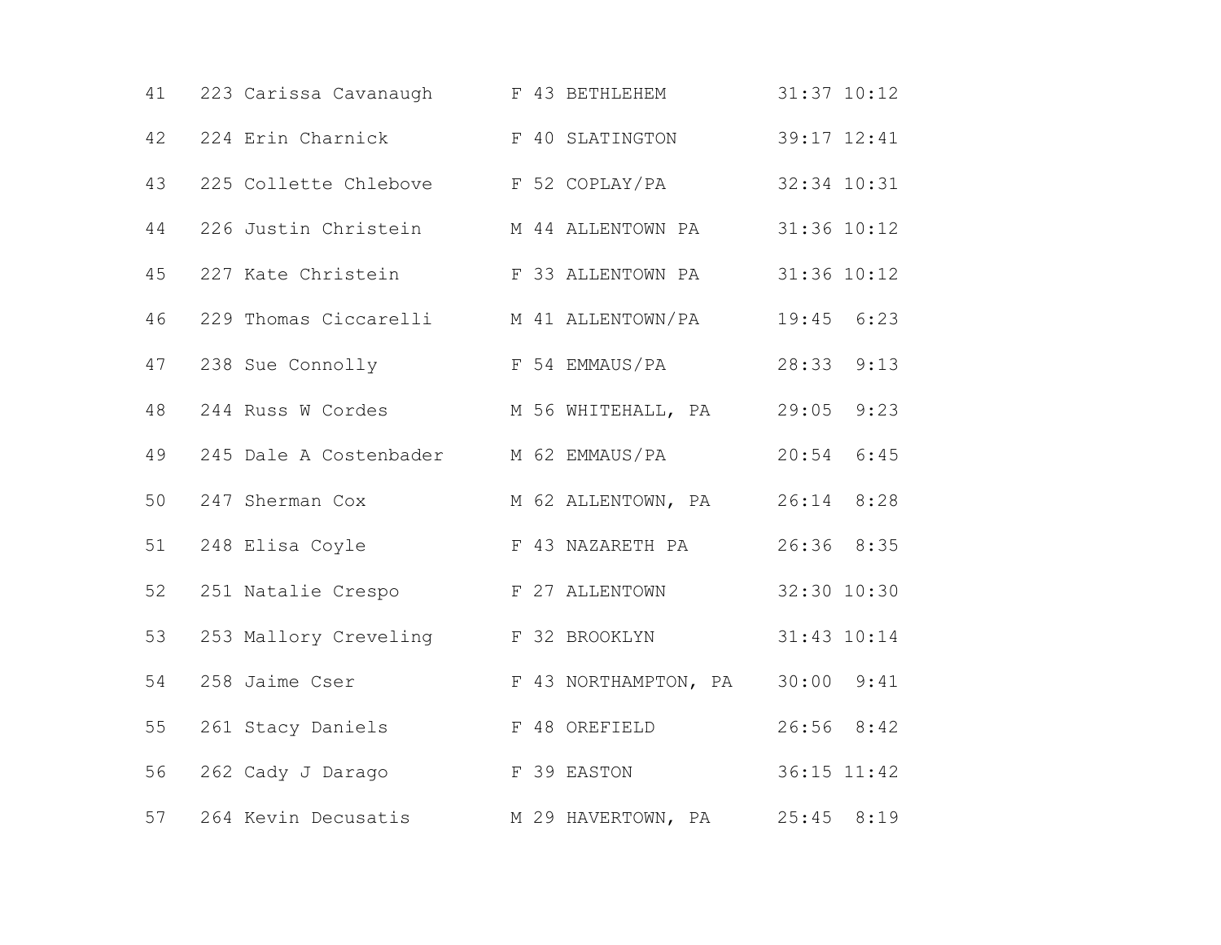| | | | | | | | |
|---|---|---|---|---|---|---|---|
| 41 | 223 | Carissa Cavanaugh | F | 43 | BETHLEHEM | 31:37 | 10:12 |
| 42 | 224 | Erin Charnick | F | 40 | SLATINGTON | 39:17 | 12:41 |
| 43 | 225 | Collette Chlebove | F | 52 | COPLAY/PA | 32:34 | 10:31 |
| 44 | 226 | Justin Christein | M | 44 | ALLENTOWN PA | 31:36 | 10:12 |
| 45 | 227 | Kate Christein | F | 33 | ALLENTOWN PA | 31:36 | 10:12 |
| 46 | 229 | Thomas Ciccarelli | M | 41 | ALLENTOWN/PA | 19:45 | 6:23 |
| 47 | 238 | Sue Connolly | F | 54 | EMMAUS/PA | 28:33 | 9:13 |
| 48 | 244 | Russ W Cordes | M | 56 | WHITEHALL, PA | 29:05 | 9:23 |
| 49 | 245 | Dale A Costenbader | M | 62 | EMMAUS/PA | 20:54 | 6:45 |
| 50 | 247 | Sherman Cox | M | 62 | ALLENTOWN, PA | 26:14 | 8:28 |
| 51 | 248 | Elisa Coyle | F | 43 | NAZARETH PA | 26:36 | 8:35 |
| 52 | 251 | Natalie Crespo | F | 27 | ALLENTOWN | 32:30 | 10:30 |
| 53 | 253 | Mallory Creveling | F | 32 | BROOKLYN | 31:43 | 10:14 |
| 54 | 258 | Jaime Cser | F | 43 | NORTHAMPTON, PA | 30:00 | 9:41 |
| 55 | 261 | Stacy Daniels | F | 48 | OREFIELD | 26:56 | 8:42 |
| 56 | 262 | Cady J Darago | F | 39 | EASTON | 36:15 | 11:42 |
| 57 | 264 | Kevin Decusatis | M | 29 | HAVERTOWN, PA | 25:45 | 8:19 |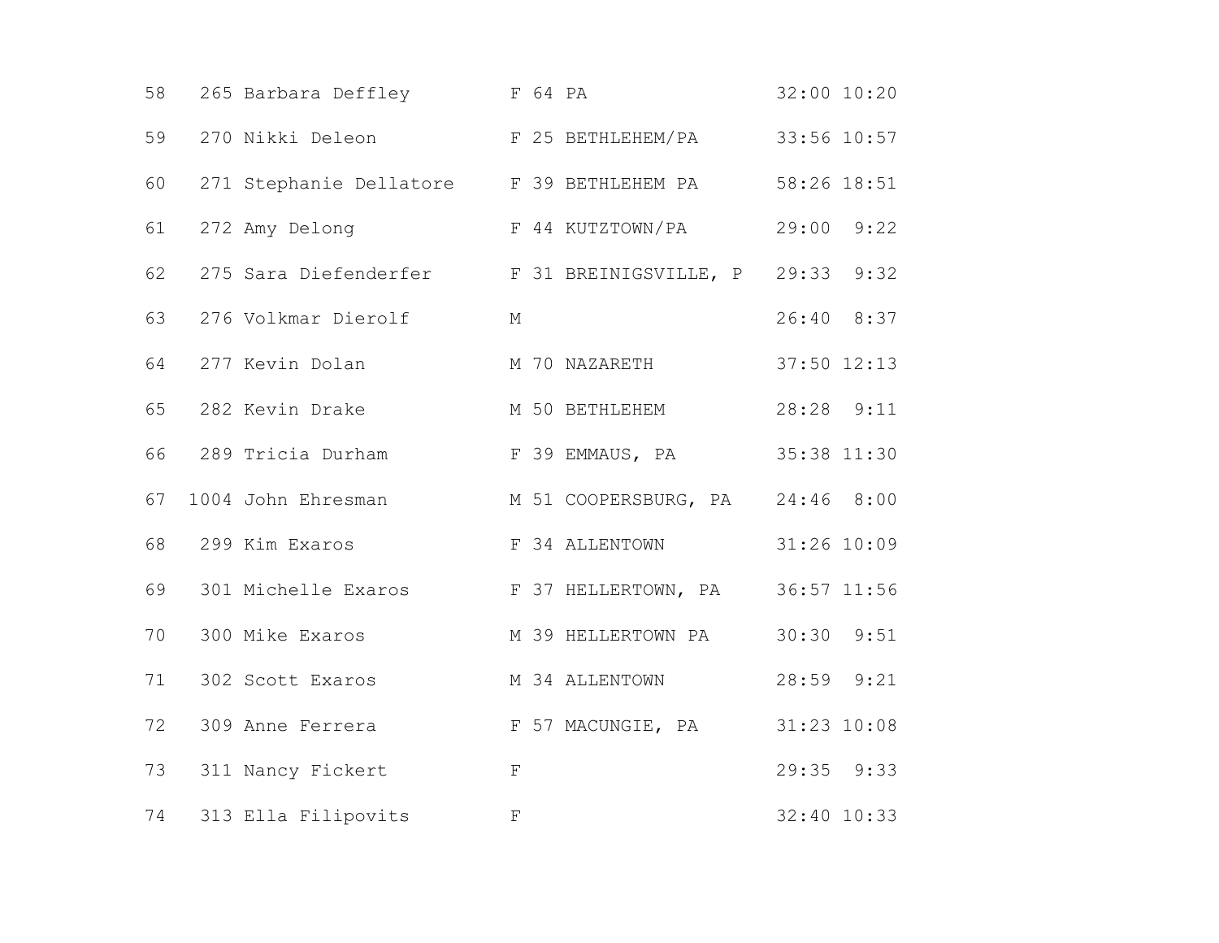| | | | | | | | |
|---|---|---|---|---|---|---|---|
| 58 | 265 | Barbara Deffley | F | 64 | PA | 32:00 | 10:20 |
| 59 | 270 | Nikki Deleon | F | 25 | BETHLEHEM/PA | 33:56 | 10:57 |
| 60 | 271 | Stephanie Dellatore | F | 39 | BETHLEHEM PA | 58:26 | 18:51 |
| 61 | 272 | Amy Delong | F | 44 | KUTZTOWN/PA | 29:00 | 9:22 |
| 62 | 275 | Sara Diefenderfer | F | 31 | BREINIGSVILLE, P | 29:33 | 9:32 |
| 63 | 276 | Volkmar Dierolf | M | | | 26:40 | 8:37 |
| 64 | 277 | Kevin Dolan | M | 70 | NAZARETH | 37:50 | 12:13 |
| 65 | 282 | Kevin Drake | M | 50 | BETHLEHEM | 28:28 | 9:11 |
| 66 | 289 | Tricia Durham | F | 39 | EMMAUS, PA | 35:38 | 11:30 |
| 67 | 1004 | John Ehresman | M | 51 | COOPERSBURG, PA | 24:46 | 8:00 |
| 68 | 299 | Kim Exaros | F | 34 | ALLENTOWN | 31:26 | 10:09 |
| 69 | 301 | Michelle Exaros | F | 37 | HELLERTOWN, PA | 36:57 | 11:56 |
| 70 | 300 | Mike Exaros | M | 39 | HELLERTOWN PA | 30:30 | 9:51 |
| 71 | 302 | Scott Exaros | M | 34 | ALLENTOWN | 28:59 | 9:21 |
| 72 | 309 | Anne Ferrera | F | 57 | MACUNGIE, PA | 31:23 | 10:08 |
| 73 | 311 | Nancy Fickert | F | | | 29:35 | 9:33 |
| 74 | 313 | Ella Filipovits | F | | | 32:40 | 10:33 |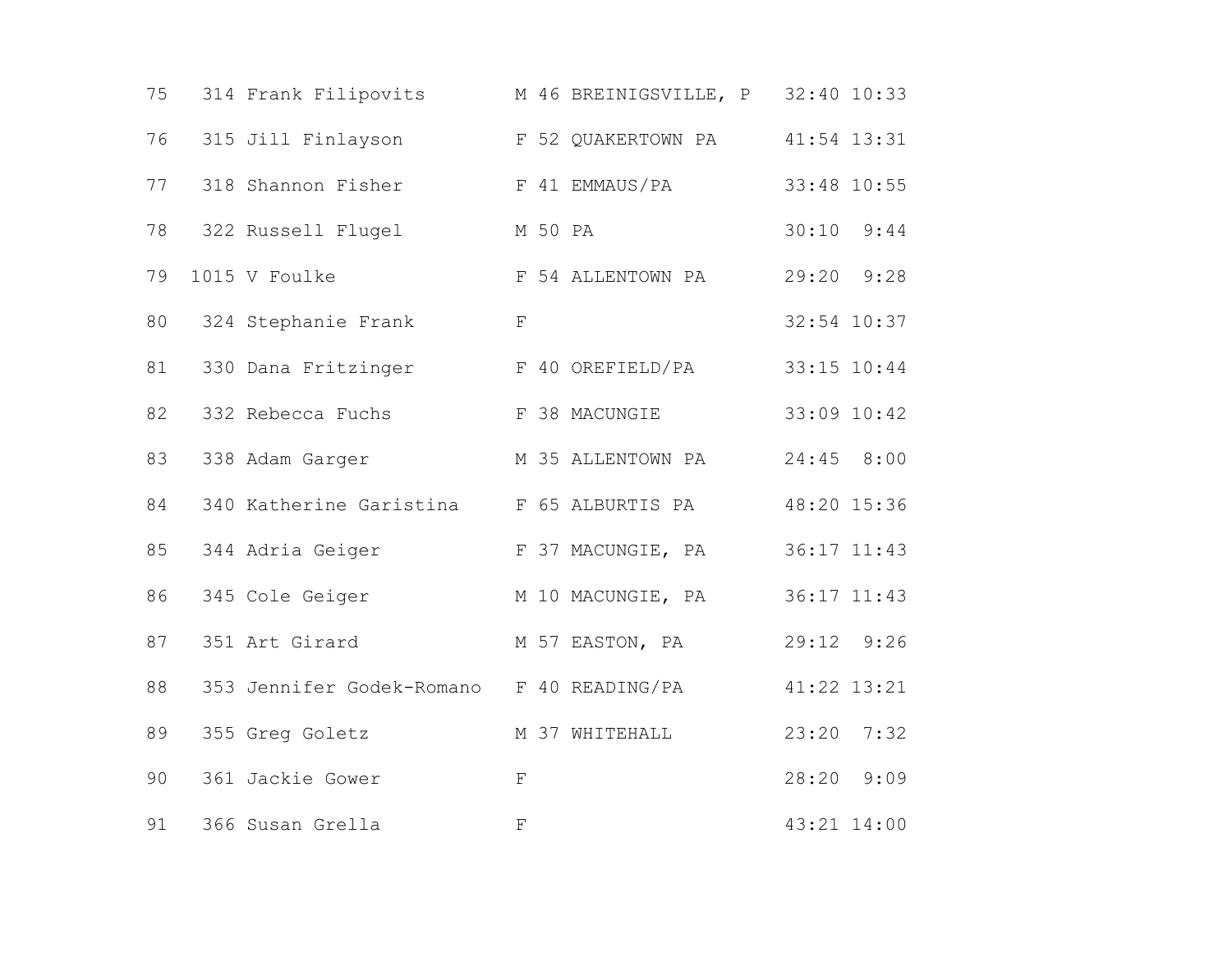| | | | | | | | |
|---|---|---|---|---|---|---|---|
| 75 | 314 | Frank Filipovits | M | 46 | BREINIGSVILLE, P | 32:40 | 10:33 |
| 76 | 315 | Jill Finlayson | F | 52 | QUAKERTOWN PA | 41:54 | 13:31 |
| 77 | 318 | Shannon Fisher | F | 41 | EMMAUS/PA | 33:48 | 10:55 |
| 78 | 322 | Russell Flugel | M | 50 | PA | 30:10 | 9:44 |
| 79 | 1015 | V Foulke | F | 54 | ALLENTOWN PA | 29:20 | 9:28 |
| 80 | 324 | Stephanie Frank | F | | | 32:54 | 10:37 |
| 81 | 330 | Dana Fritzinger | F | 40 | OREFIELD/PA | 33:15 | 10:44 |
| 82 | 332 | Rebecca Fuchs | F | 38 | MACUNGIE | 33:09 | 10:42 |
| 83 | 338 | Adam Garger | M | 35 | ALLENTOWN PA | 24:45 | 8:00 |
| 84 | 340 | Katherine Garistina | F | 65 | ALBURTIS PA | 48:20 | 15:36 |
| 85 | 344 | Adria Geiger | F | 37 | MACUNGIE, PA | 36:17 | 11:43 |
| 86 | 345 | Cole Geiger | M | 10 | MACUNGIE, PA | 36:17 | 11:43 |
| 87 | 351 | Art Girard | M | 57 | EASTON, PA | 29:12 | 9:26 |
| 88 | 353 | Jennifer Godek-Romano | F | 40 | READING/PA | 41:22 | 13:21 |
| 89 | 355 | Greg Goletz | M | 37 | WHITEHALL | 23:20 | 7:32 |
| 90 | 361 | Jackie Gower | F | | | 28:20 | 9:09 |
| 91 | 366 | Susan Grella | F | | | 43:21 | 14:00 |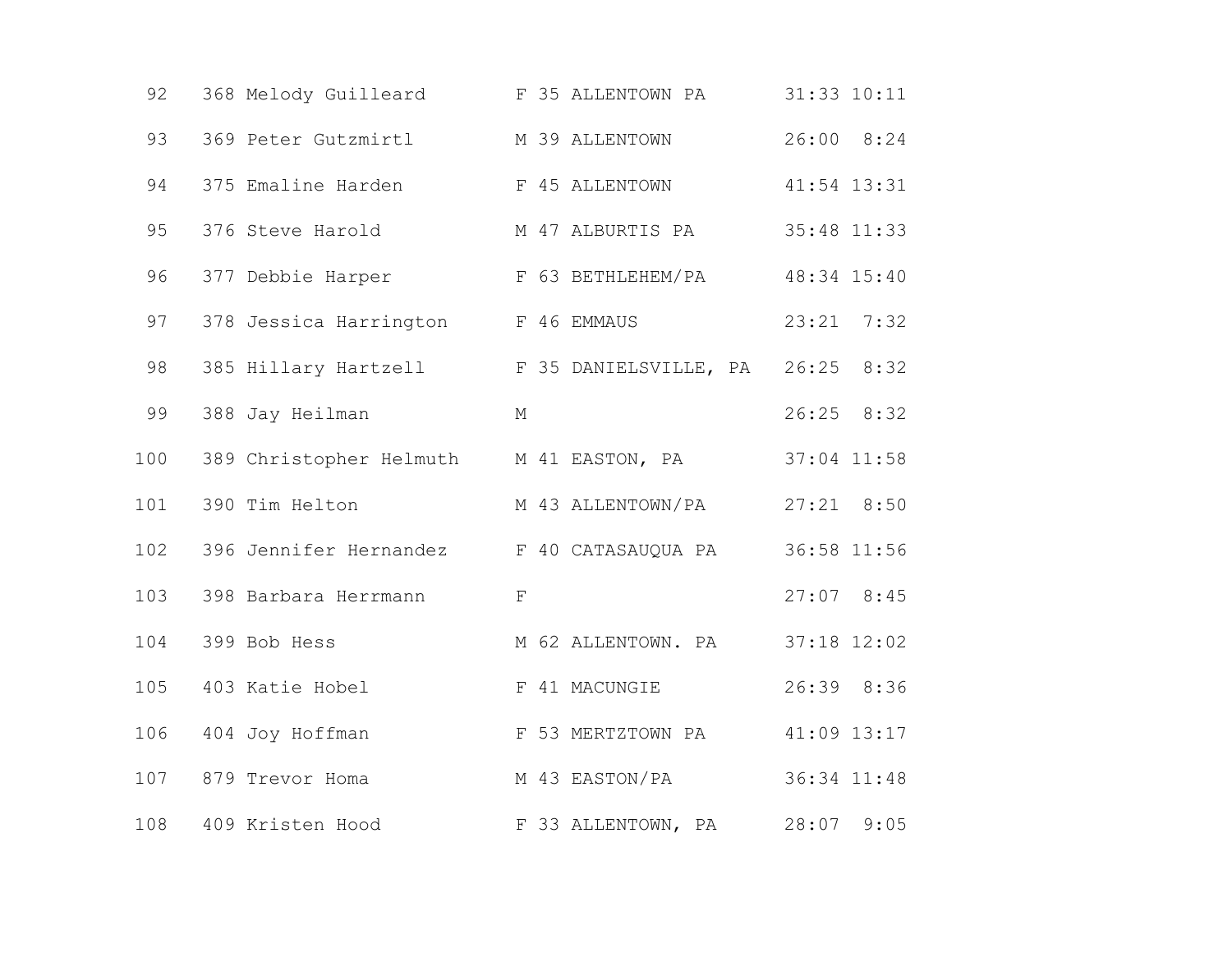| | | | | | | | |
|---|---|---|---|---|---|---|---|
| 92 | 368 | Melody Guilleard | F | 35 | ALLENTOWN PA | 31:33 | 10:11 |
| 93 | 369 | Peter Gutzmirtl | M | 39 | ALLENTOWN | 26:00 | 8:24 |
| 94 | 375 | Emaline Harden | F | 45 | ALLENTOWN | 41:54 | 13:31 |
| 95 | 376 | Steve Harold | M | 47 | ALBURTIS PA | 35:48 | 11:33 |
| 96 | 377 | Debbie Harper | F | 63 | BETHLEHEM/PA | 48:34 | 15:40 |
| 97 | 378 | Jessica Harrington | F | 46 | EMMAUS | 23:21 | 7:32 |
| 98 | 385 | Hillary Hartzell | F | 35 | DANIELSVILLE, PA | 26:25 | 8:32 |
| 99 | 388 | Jay Heilman | M | | | 26:25 | 8:32 |
| 100 | 389 | Christopher Helmuth | M | 41 | EASTON, PA | 37:04 | 11:58 |
| 101 | 390 | Tim Helton | M | 43 | ALLENTOWN/PA | 27:21 | 8:50 |
| 102 | 396 | Jennifer Hernandez | F | 40 | CATASAUQUA PA | 36:58 | 11:56 |
| 103 | 398 | Barbara Herrmann | F | | | 27:07 | 8:45 |
| 104 | 399 | Bob Hess | M | 62 | ALLENTOWN. PA | 37:18 | 12:02 |
| 105 | 403 | Katie Hobel | F | 41 | MACUNGIE | 26:39 | 8:36 |
| 106 | 404 | Joy Hoffman | F | 53 | MERTZTOWN PA | 41:09 | 13:17 |
| 107 | 879 | Trevor Homa | M | 43 | EASTON/PA | 36:34 | 11:48 |
| 108 | 409 | Kristen Hood | F | 33 | ALLENTOWN, PA | 28:07 | 9:05 |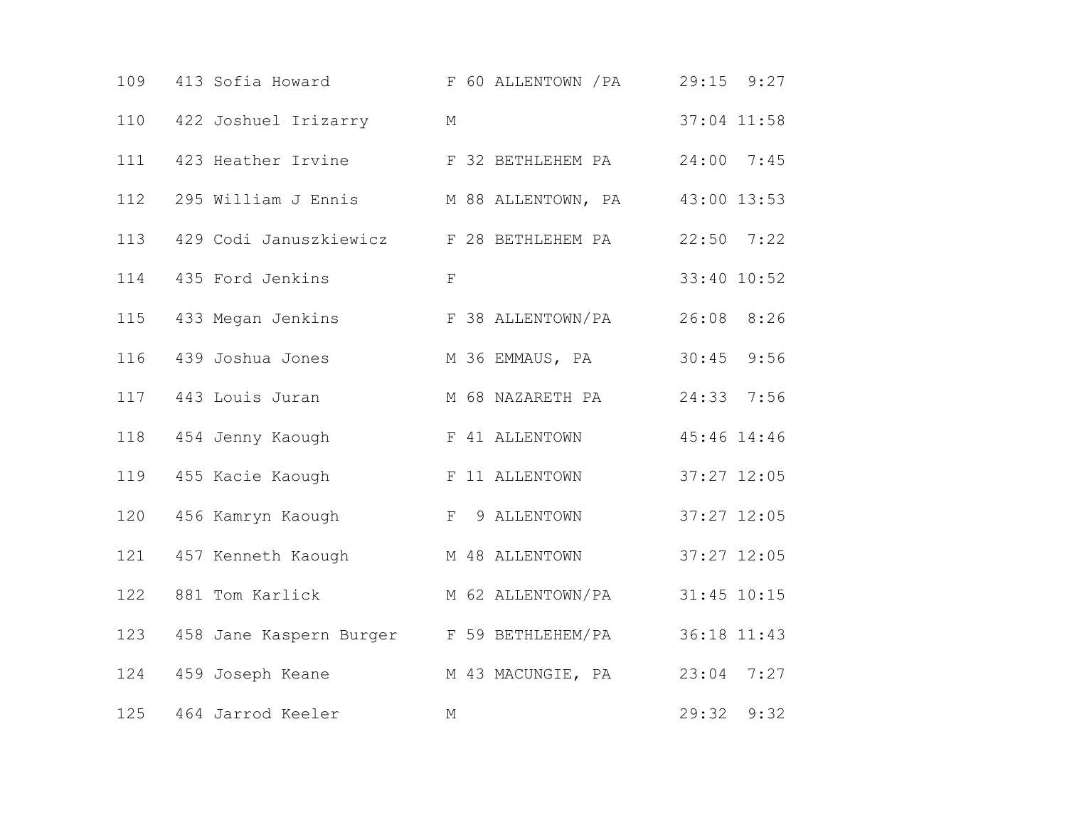| | | | | | | | |
|---|---|---|---|---|---|---|---|
| 109 | 413 | Sofia Howard | F | 60 | ALLENTOWN /PA | 29:15 | 9:27 |
| 110 | 422 | Joshuel Irizarry | M | | | 37:04 | 11:58 |
| 111 | 423 | Heather Irvine | F | 32 | BETHLEHEM PA | 24:00 | 7:45 |
| 112 | 295 | William J Ennis | M | 88 | ALLENTOWN, PA | 43:00 | 13:53 |
| 113 | 429 | Codi Januszkiewicz | F | 28 | BETHLEHEM PA | 22:50 | 7:22 |
| 114 | 435 | Ford Jenkins | F | | | 33:40 | 10:52 |
| 115 | 433 | Megan Jenkins | F | 38 | ALLENTOWN/PA | 26:08 | 8:26 |
| 116 | 439 | Joshua Jones | M | 36 | EMMAUS, PA | 30:45 | 9:56 |
| 117 | 443 | Louis Juran | M | 68 | NAZARETH PA | 24:33 | 7:56 |
| 118 | 454 | Jenny Kaough | F | 41 | ALLENTOWN | 45:46 | 14:46 |
| 119 | 455 | Kacie Kaough | F | 11 | ALLENTOWN | 37:27 | 12:05 |
| 120 | 456 | Kamryn Kaough | F | 9 | ALLENTOWN | 37:27 | 12:05 |
| 121 | 457 | Kenneth Kaough | M | 48 | ALLENTOWN | 37:27 | 12:05 |
| 122 | 881 | Tom Karlick | M | 62 | ALLENTOWN/PA | 31:45 | 10:15 |
| 123 | 458 | Jane Kaspern Burger | F | 59 | BETHLEHEM/PA | 36:18 | 11:43 |
| 124 | 459 | Joseph Keane | M | 43 | MACUNGIE, PA | 23:04 | 7:27 |
| 125 | 464 | Jarrod Keeler | M | | | 29:32 | 9:32 |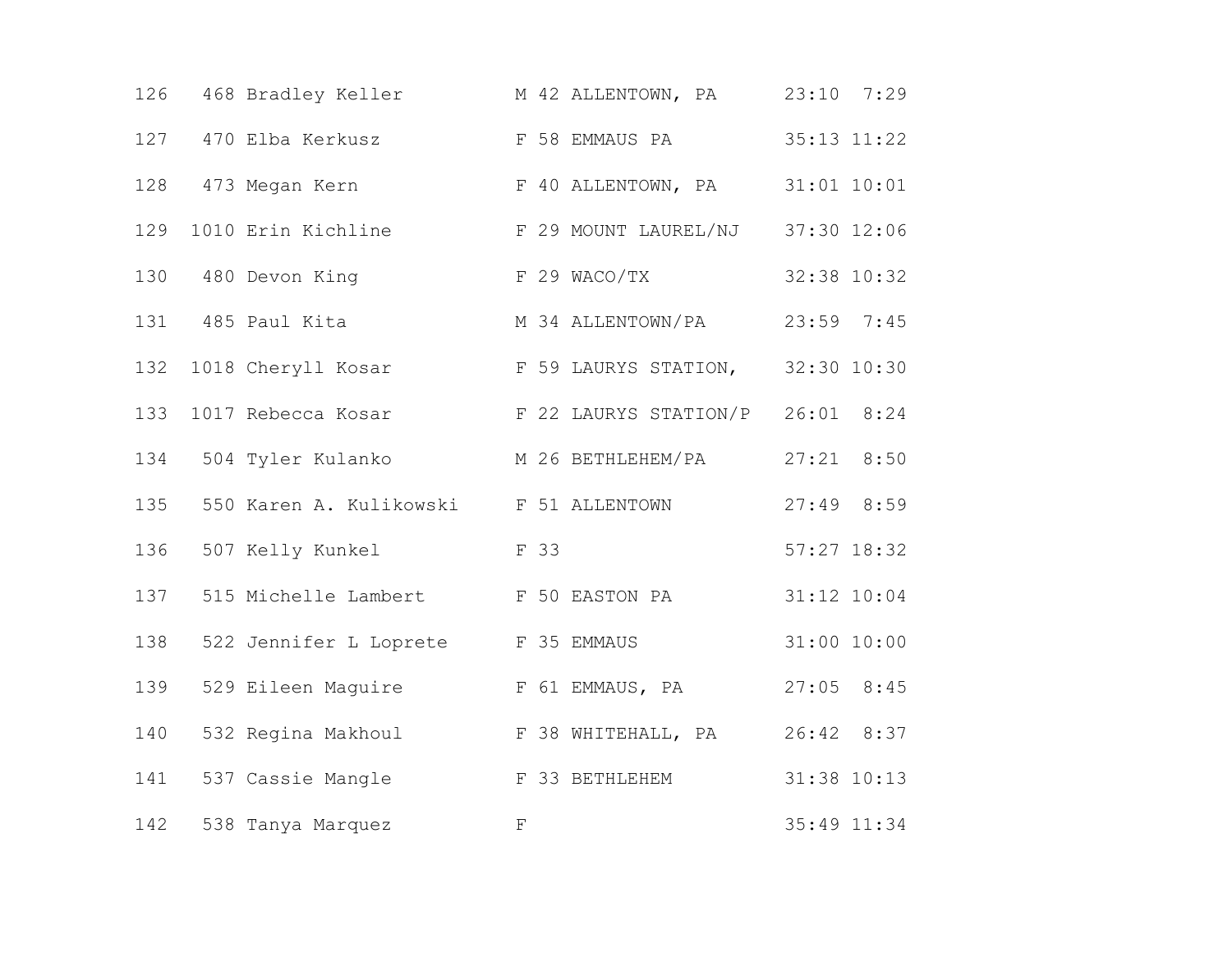```
126   468 Bradley Keller          M 42 ALLENTOWN, PA      23:10  7:29
127   470 Elba Kerkusz            F 58 EMMAUS PA          35:13 11:22
128   473 Megan Kern              F 40 ALLENTOWN, PA      31:01 10:01
129  1010 Erin Kichline           F 29 MOUNT LAUREL/NJ    37:30 12:06
130   480 Devon King              F 29 WACO/TX            32:38 10:32
131   485 Paul Kita               M 34 ALLENTOWN/PA       23:59  7:45
132  1018 Cheryll Kosar           F 59 LAURYS STATION,    32:30 10:30
133  1017 Rebecca Kosar           F 22 LAURYS STATION/P   26:01  8:24
134   504 Tyler Kulanko           M 26 BETHLEHEM/PA       27:21  8:50
135   550 Karen A. Kulikowski     F 51 ALLENTOWN          27:49  8:59
136   507 Kelly Kunkel            F 33                    57:27 18:32
137   515 Michelle Lambert        F 50 EASTON PA          31:12 10:04
138   522 Jennifer L Loprete      F 35 EMMAUS             31:00 10:00
139   529 Eileen Maguire          F 61 EMMAUS, PA         27:05  8:45
140   532 Regina Makhoul          F 38 WHITEHALL, PA      26:42  8:37
141   537 Cassie Mangle           F 33 BETHLEHEM          31:38 10:13
142   538 Tanya Marquez           F                       35:49 11:34
```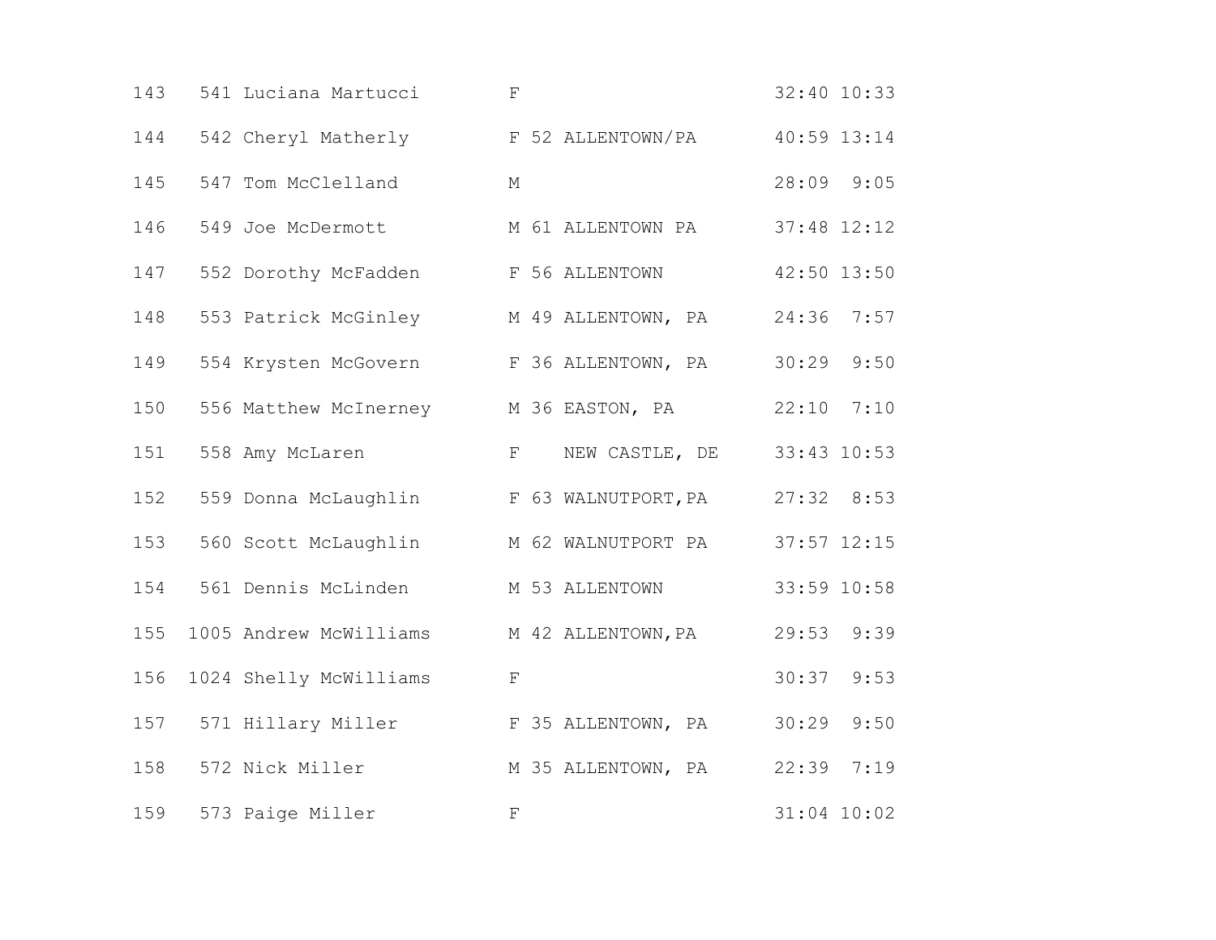| Place | Bib | Name | Sex | Age | City | Time | Pace |
|---|---|---|---|---|---|---|---|
| 143 | 541 | Luciana Martucci | F | | | 32:40 | 10:33 |
| 144 | 542 | Cheryl Matherly | F | 52 | ALLENTOWN/PA | 40:59 | 13:14 |
| 145 | 547 | Tom McClelland | M | | | 28:09 | 9:05 |
| 146 | 549 | Joe McDermott | M | 61 | ALLENTOWN PA | 37:48 | 12:12 |
| 147 | 552 | Dorothy McFadden | F | 56 | ALLENTOWN | 42:50 | 13:50 |
| 148 | 553 | Patrick McGinley | M | 49 | ALLENTOWN, PA | 24:36 | 7:57 |
| 149 | 554 | Krysten McGovern | F | 36 | ALLENTOWN, PA | 30:29 | 9:50 |
| 150 | 556 | Matthew McInerney | M | 36 | EASTON, PA | 22:10 | 7:10 |
| 151 | 558 | Amy McLaren | F | | NEW CASTLE, DE | 33:43 | 10:53 |
| 152 | 559 | Donna McLaughlin | F | 63 | WALNUTPORT,PA | 27:32 | 8:53 |
| 153 | 560 | Scott McLaughlin | M | 62 | WALNUTPORT PA | 37:57 | 12:15 |
| 154 | 561 | Dennis McLinden | M | 53 | ALLENTOWN | 33:59 | 10:58 |
| 155 | 1005 | Andrew McWilliams | M | 42 | ALLENTOWN,PA | 29:53 | 9:39 |
| 156 | 1024 | Shelly McWilliams | F | | | 30:37 | 9:53 |
| 157 | 571 | Hillary Miller | F | 35 | ALLENTOWN, PA | 30:29 | 9:50 |
| 158 | 572 | Nick Miller | M | 35 | ALLENTOWN, PA | 22:39 | 7:19 |
| 159 | 573 | Paige Miller | F | | | 31:04 | 10:02 |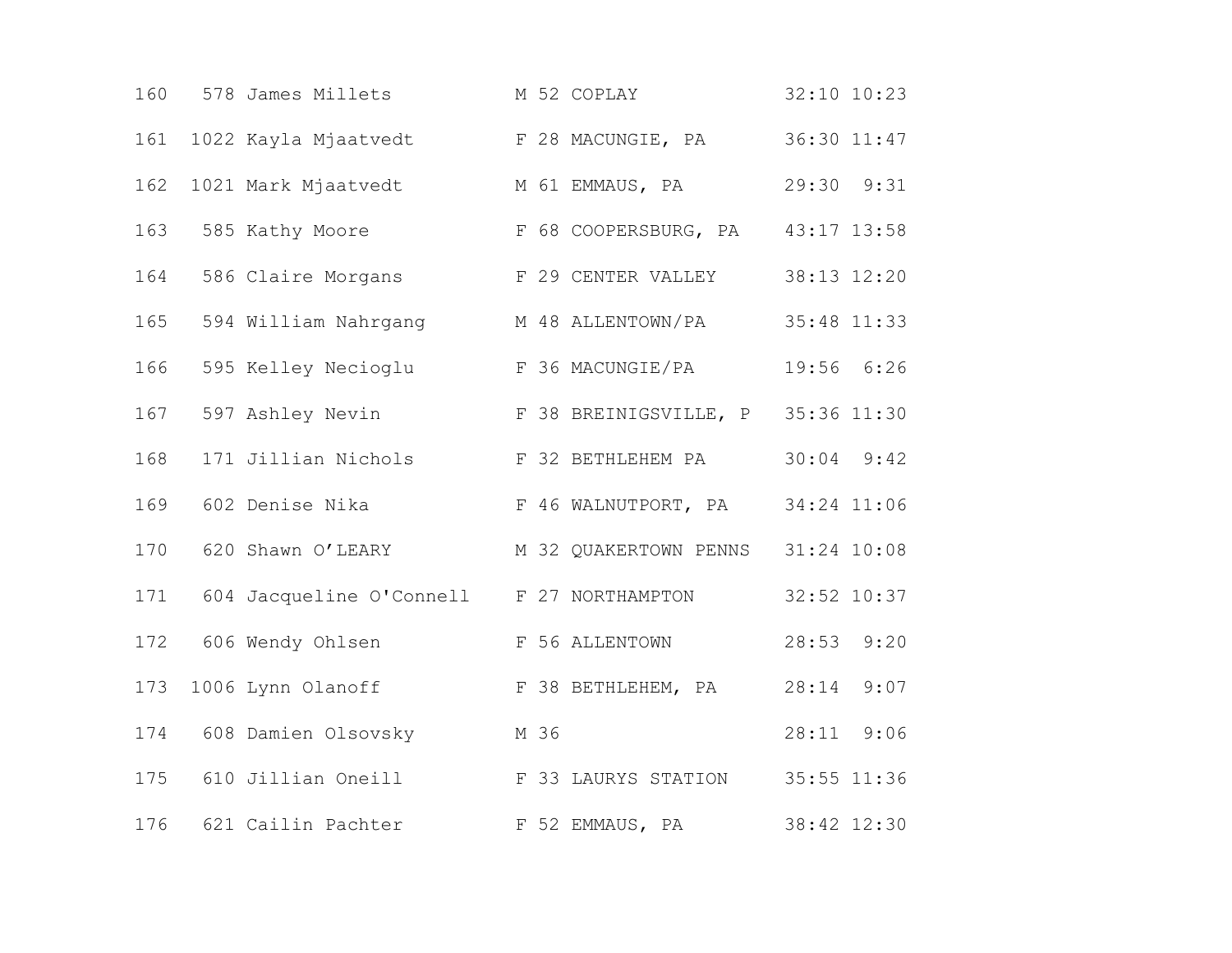| | | | | | | | |
|---|---|---|---|---|---|---|---|
| 160 | 578 | James Millets | M | 52 | COPLAY | 32:10 | 10:23 |
| 161 | 1022 | Kayla Mjaatvedt | F | 28 | MACUNGIE, PA | 36:30 | 11:47 |
| 162 | 1021 | Mark Mjaatvedt | M | 61 | EMMAUS, PA | 29:30 | 9:31 |
| 163 | 585 | Kathy Moore | F | 68 | COOPERSBURG, PA | 43:17 | 13:58 |
| 164 | 586 | Claire Morgans | F | 29 | CENTER VALLEY | 38:13 | 12:20 |
| 165 | 594 | William Nahrgang | M | 48 | ALLENTOWN/PA | 35:48 | 11:33 |
| 166 | 595 | Kelley Necioglu | F | 36 | MACUNGIE/PA | 19:56 | 6:26 |
| 167 | 597 | Ashley Nevin | F | 38 | BREINIGSVILLE, P | 35:36 | 11:30 |
| 168 | 171 | Jillian Nichols | F | 32 | BETHLEHEM PA | 30:04 | 9:42 |
| 169 | 602 | Denise Nika | F | 46 | WALNUTPORT, PA | 34:24 | 11:06 |
| 170 | 620 | Shawn O’LEARY | M | 32 | QUAKERTOWN PENNS | 31:24 | 10:08 |
| 171 | 604 | Jacqueline O'Connell | F | 27 | NORTHAMPTON | 32:52 | 10:37 |
| 172 | 606 | Wendy Ohlsen | F | 56 | ALLENTOWN | 28:53 | 9:20 |
| 173 | 1006 | Lynn Olanoff | F | 38 | BETHLEHEM, PA | 28:14 | 9:07 |
| 174 | 608 | Damien Olsovsky | M | 36 | | 28:11 | 9:06 |
| 175 | 610 | Jillian Oneill | F | 33 | LAURYS STATION | 35:55 | 11:36 |
| 176 | 621 | Cailin Pachter | F | 52 | EMMAUS, PA | 38:42 | 12:30 |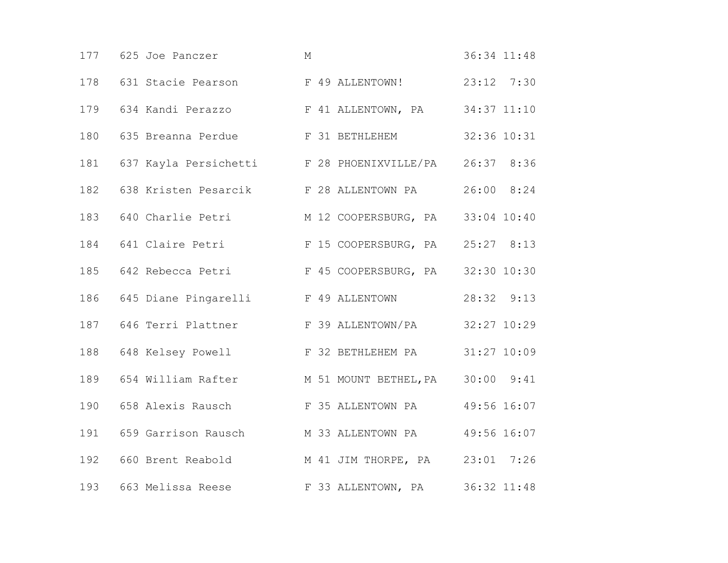| | | | | | | | |
|---|---|---|---|---|---|---|---|
| 177 | 625 | Joe Panczer | M | | | 36:34 | 11:48 |
| 178 | 631 | Stacie Pearson | F | 49 | ALLENTOWN! | 23:12 | 7:30 |
| 179 | 634 | Kandi Perazzo | F | 41 | ALLENTOWN, PA | 34:37 | 11:10 |
| 180 | 635 | Breanna Perdue | F | 31 | BETHLEHEM | 32:36 | 10:31 |
| 181 | 637 | Kayla Persichetti | F | 28 | PHOENIXVILLE/PA | 26:37 | 8:36 |
| 182 | 638 | Kristen Pesarcik | F | 28 | ALLENTOWN PA | 26:00 | 8:24 |
| 183 | 640 | Charlie Petri | M | 12 | COOPERSBURG, PA | 33:04 | 10:40 |
| 184 | 641 | Claire Petri | F | 15 | COOPERSBURG, PA | 25:27 | 8:13 |
| 185 | 642 | Rebecca Petri | F | 45 | COOPERSBURG, PA | 32:30 | 10:30 |
| 186 | 645 | Diane Pingarelli | F | 49 | ALLENTOWN | 28:32 | 9:13 |
| 187 | 646 | Terri Plattner | F | 39 | ALLENTOWN/PA | 32:27 | 10:29 |
| 188 | 648 | Kelsey Powell | F | 32 | BETHLEHEM PA | 31:27 | 10:09 |
| 189 | 654 | William Rafter | M | 51 | MOUNT BETHEL,PA | 30:00 | 9:41 |
| 190 | 658 | Alexis Rausch | F | 35 | ALLENTOWN PA | 49:56 | 16:07 |
| 191 | 659 | Garrison Rausch | M | 33 | ALLENTOWN PA | 49:56 | 16:07 |
| 192 | 660 | Brent Reabold | M | 41 | JIM THORPE, PA | 23:01 | 7:26 |
| 193 | 663 | Melissa Reese | F | 33 | ALLENTOWN, PA | 36:32 | 11:48 |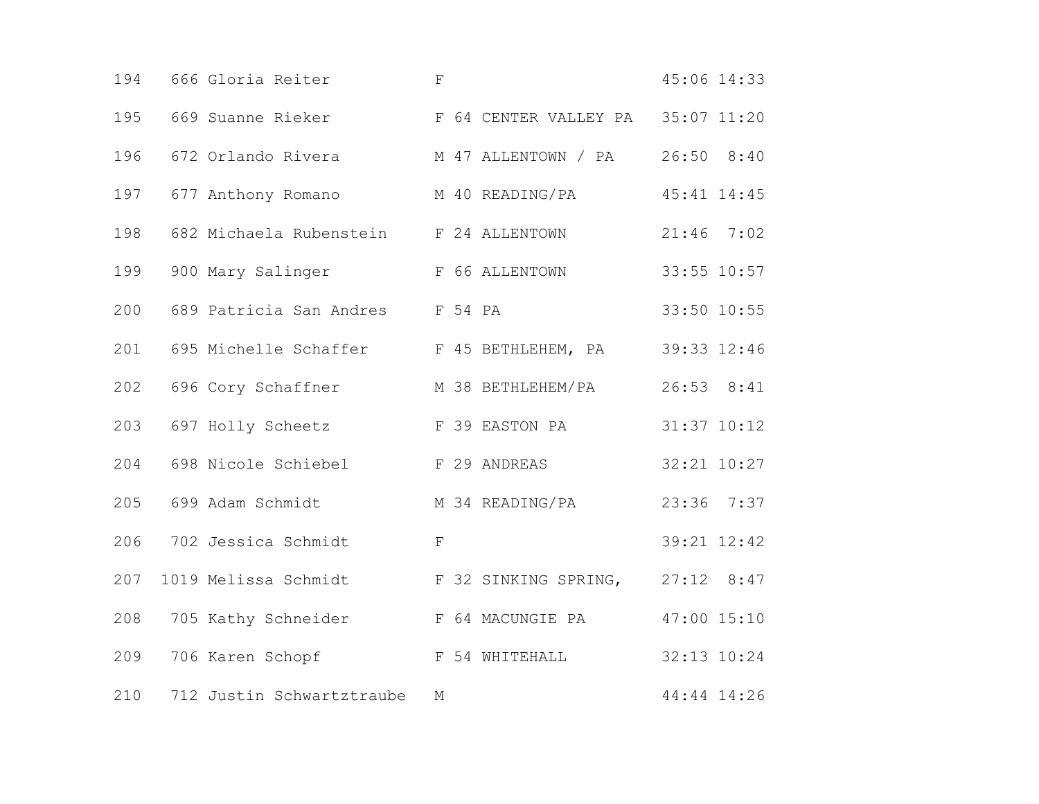| | | | | | | | |
|---|---|---|---|---|---|---|---|
| 194 | 666 | Gloria Reiter | F | | | 45:06 | 14:33 |
| 195 | 669 | Suanne Rieker | F | 64 | CENTER VALLEY PA | 35:07 | 11:20 |
| 196 | 672 | Orlando Rivera | M | 47 | ALLENTOWN / PA | 26:50 | 8:40 |
| 197 | 677 | Anthony Romano | M | 40 | READING/PA | 45:41 | 14:45 |
| 198 | 682 | Michaela Rubenstein | F | 24 | ALLENTOWN | 21:46 | 7:02 |
| 199 | 900 | Mary Salinger | F | 66 | ALLENTOWN | 33:55 | 10:57 |
| 200 | 689 | Patricia San Andres | F | 54 | PA | 33:50 | 10:55 |
| 201 | 695 | Michelle Schaffer | F | 45 | BETHLEHEM, PA | 39:33 | 12:46 |
| 202 | 696 | Cory Schaffner | M | 38 | BETHLEHEM/PA | 26:53 | 8:41 |
| 203 | 697 | Holly Scheetz | F | 39 | EASTON PA | 31:37 | 10:12 |
| 204 | 698 | Nicole Schiebel | F | 29 | ANDREAS | 32:21 | 10:27 |
| 205 | 699 | Adam Schmidt | M | 34 | READING/PA | 23:36 | 7:37 |
| 206 | 702 | Jessica Schmidt | F | | | 39:21 | 12:42 |
| 207 | 1019 | Melissa Schmidt | F | 32 | SINKING SPRING, | 27:12 | 8:47 |
| 208 | 705 | Kathy Schneider | F | 64 | MACUNGIE PA | 47:00 | 15:10 |
| 209 | 706 | Karen Schopf | F | 54 | WHITEHALL | 32:13 | 10:24 |
| 210 | 712 | Justin Schwartztraube | M | | | 44:44 | 14:26 |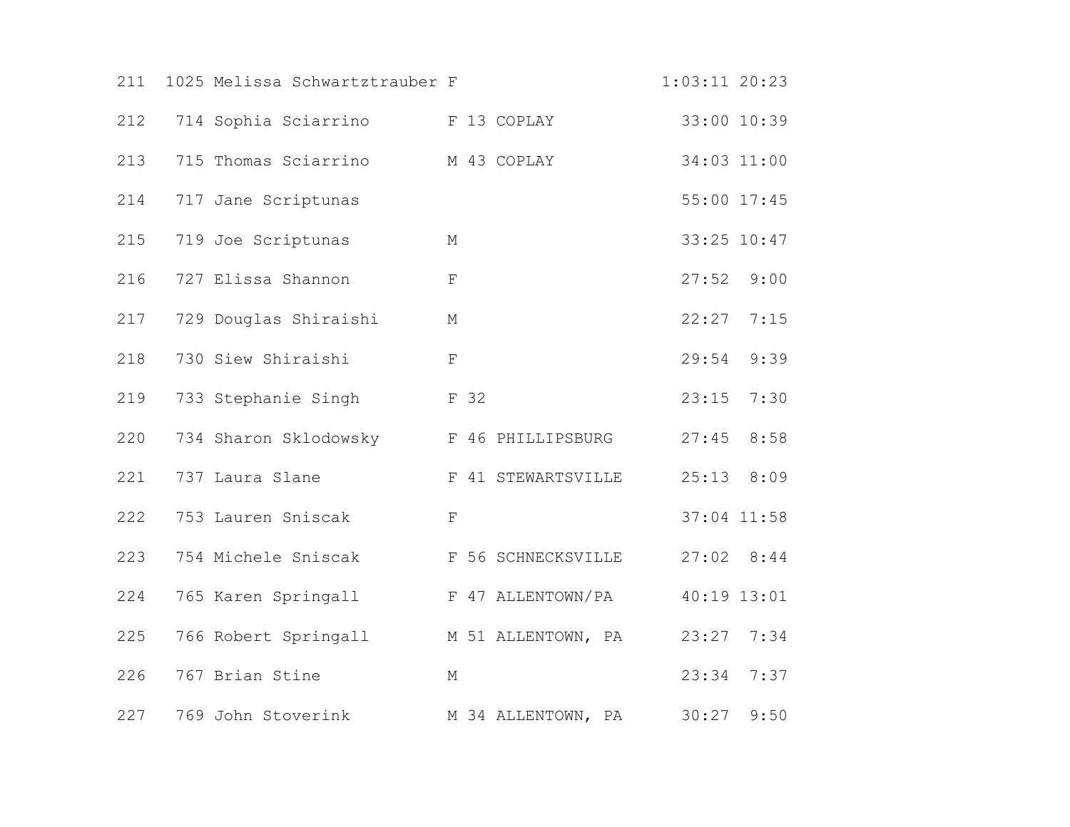| | | | | | | | |
|---|---|---|---|---|---|---|---|
| 211 | 1025 | Melissa Schwartztrauber | F | | | 1:03:11 | 20:23 |
| 212 | 714 | Sophia Sciarrino | F | 13 | COPLAY | 33:00 | 10:39 |
| 213 | 715 | Thomas Sciarrino | M | 43 | COPLAY | 34:03 | 11:00 |
| 214 | 717 | Jane Scriptunas | | | | 55:00 | 17:45 |
| 215 | 719 | Joe Scriptunas | M | | | 33:25 | 10:47 |
| 216 | 727 | Elissa Shannon | F | | | 27:52 | 9:00 |
| 217 | 729 | Douglas Shiraishi | M | | | 22:27 | 7:15 |
| 218 | 730 | Siew Shiraishi | F | | | 29:54 | 9:39 |
| 219 | 733 | Stephanie Singh | F | 32 | | 23:15 | 7:30 |
| 220 | 734 | Sharon Sklodowsky | F | 46 | PHILLIPSBURG | 27:45 | 8:58 |
| 221 | 737 | Laura Slane | F | 41 | STEWARTSVILLE | 25:13 | 8:09 |
| 222 | 753 | Lauren Sniscak | F | | | 37:04 | 11:58 |
| 223 | 754 | Michele Sniscak | F | 56 | SCHNECKSVILLE | 27:02 | 8:44 |
| 224 | 765 | Karen Springall | F | 47 | ALLENTOWN/PA | 40:19 | 13:01 |
| 225 | 766 | Robert Springall | M | 51 | ALLENTOWN, PA | 23:27 | 7:34 |
| 226 | 767 | Brian Stine | M | | | 23:34 | 7:37 |
| 227 | 769 | John Stoverink | M | 34 | ALLENTOWN, PA | 30:27 | 9:50 |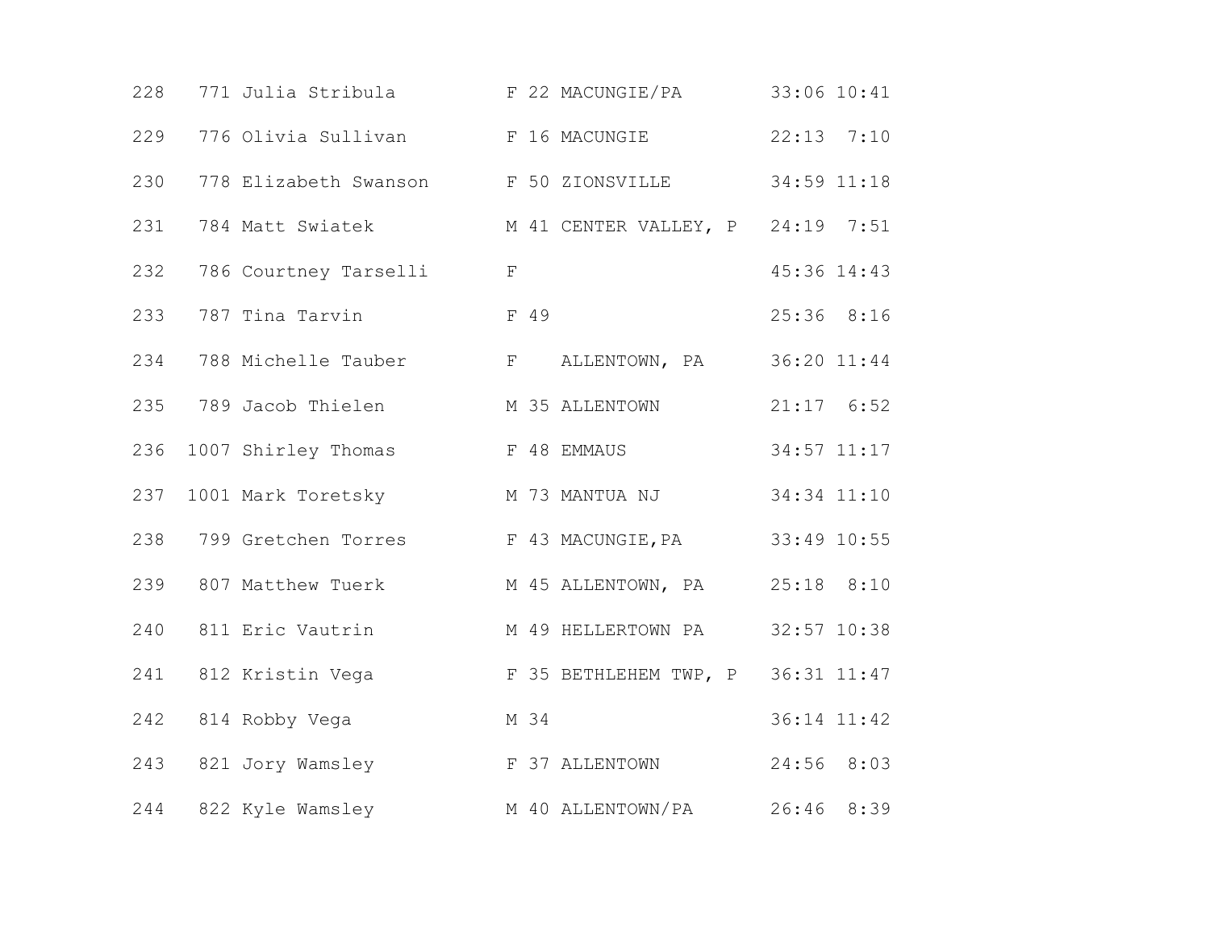| | | | | | | | |
|---|---|---|---|---|---|---|---|
| 228 | 771 | Julia Stribula | F | 22 | MACUNGIE/PA | 33:06 | 10:41 |
| 229 | 776 | Olivia Sullivan | F | 16 | MACUNGIE | 22:13 | 7:10 |
| 230 | 778 | Elizabeth Swanson | F | 50 | ZIONSVILLE | 34:59 | 11:18 |
| 231 | 784 | Matt Swiatek | M | 41 | CENTER VALLEY, P | 24:19 | 7:51 |
| 232 | 786 | Courtney Tarselli | F | | | 45:36 | 14:43 |
| 233 | 787 | Tina Tarvin | F | 49 | | 25:36 | 8:16 |
| 234 | 788 | Michelle Tauber | F | | ALLENTOWN, PA | 36:20 | 11:44 |
| 235 | 789 | Jacob Thielen | M | 35 | ALLENTOWN | 21:17 | 6:52 |
| 236 | 1007 | Shirley Thomas | F | 48 | EMMAUS | 34:57 | 11:17 |
| 237 | 1001 | Mark Toretsky | M | 73 | MANTUA NJ | 34:34 | 11:10 |
| 238 | 799 | Gretchen Torres | F | 43 | MACUNGIE,PA | 33:49 | 10:55 |
| 239 | 807 | Matthew Tuerk | M | 45 | ALLENTOWN, PA | 25:18 | 8:10 |
| 240 | 811 | Eric Vautrin | M | 49 | HELLERTOWN PA | 32:57 | 10:38 |
| 241 | 812 | Kristin Vega | F | 35 | BETHLEHEM TWP, P | 36:31 | 11:47 |
| 242 | 814 | Robby Vega | M | 34 | | 36:14 | 11:42 |
| 243 | 821 | Jory Wamsley | F | 37 | ALLENTOWN | 24:56 | 8:03 |
| 244 | 822 | Kyle Wamsley | M | 40 | ALLENTOWN/PA | 26:46 | 8:39 |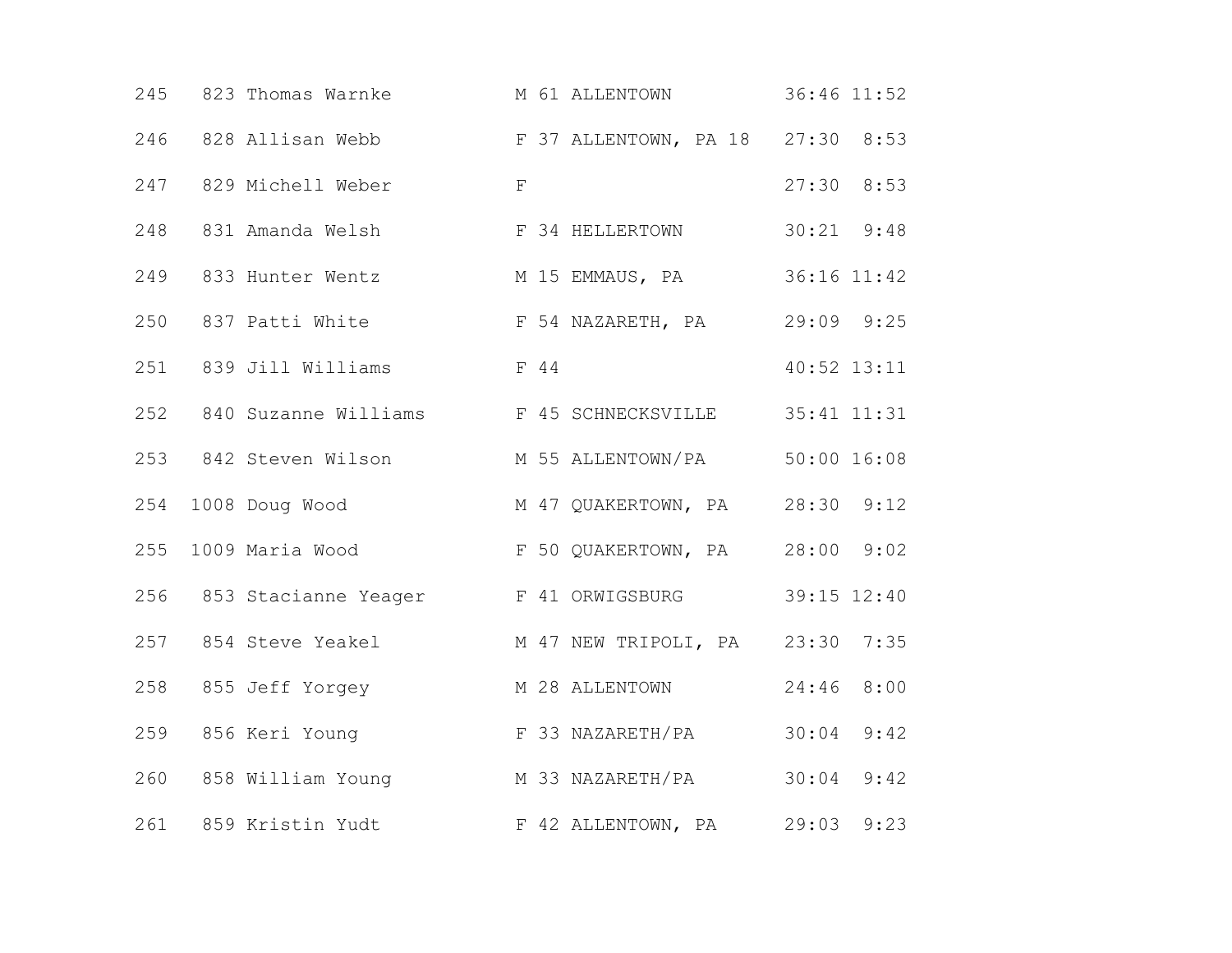| | | | | | | | |
|---|---|---|---|---|---|---|---|
| 245 | 823 | Thomas Warnke | M | 61 | ALLENTOWN | 36:46 | 11:52 |
| 246 | 828 | Allisan Webb | F | 37 | ALLENTOWN, PA 18 | 27:30 | 8:53 |
| 247 | 829 | Michell Weber | F | | | 27:30 | 8:53 |
| 248 | 831 | Amanda Welsh | F | 34 | HELLERTOWN | 30:21 | 9:48 |
| 249 | 833 | Hunter Wentz | M | 15 | EMMAUS, PA | 36:16 | 11:42 |
| 250 | 837 | Patti White | F | 54 | NAZARETH, PA | 29:09 | 9:25 |
| 251 | 839 | Jill Williams | F | 44 | | 40:52 | 13:11 |
| 252 | 840 | Suzanne Williams | F | 45 | SCHNECKSVILLE | 35:41 | 11:31 |
| 253 | 842 | Steven Wilson | M | 55 | ALLENTOWN/PA | 50:00 | 16:08 |
| 254 | 1008 | Doug Wood | M | 47 | QUAKERTOWN, PA | 28:30 | 9:12 |
| 255 | 1009 | Maria Wood | F | 50 | QUAKERTOWN, PA | 28:00 | 9:02 |
| 256 | 853 | Stacianne Yeager | F | 41 | ORWIGSBURG | 39:15 | 12:40 |
| 257 | 854 | Steve Yeakel | M | 47 | NEW TRIPOLI, PA | 23:30 | 7:35 |
| 258 | 855 | Jeff Yorgey | M | 28 | ALLENTOWN | 24:46 | 8:00 |
| 259 | 856 | Keri Young | F | 33 | NAZARETH/PA | 30:04 | 9:42 |
| 260 | 858 | William Young | M | 33 | NAZARETH/PA | 30:04 | 9:42 |
| 261 | 859 | Kristin Yudt | F | 42 | ALLENTOWN, PA | 29:03 | 9:23 |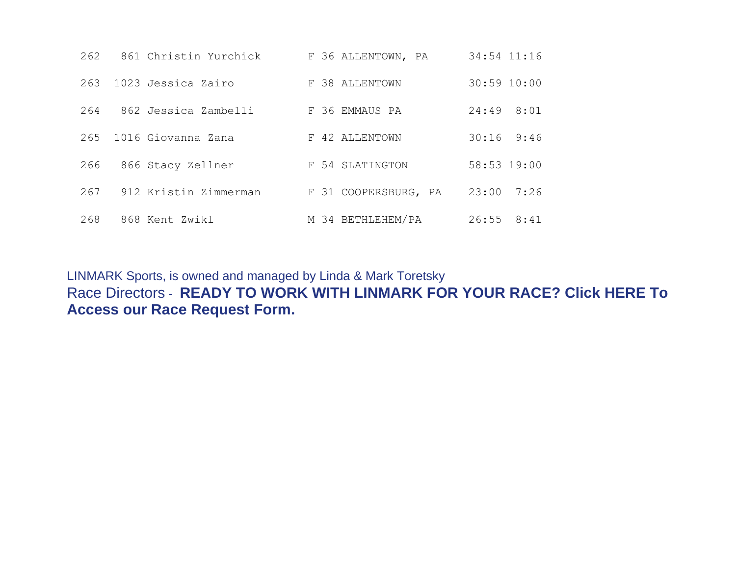| | | | | | | | |
|---|---|---|---|---|---|---|---|
| 262 | 861 | Christin Yurchick | F | 36 | ALLENTOWN, PA | 34:54 | 11:16 |
| 263 | 1023 | Jessica Zairo | F | 38 | ALLENTOWN | 30:59 | 10:00 |
| 264 | 862 | Jessica Zambelli | F | 36 | EMMAUS PA | 24:49 | 8:01 |
| 265 | 1016 | Giovanna Zana | F | 42 | ALLENTOWN | 30:16 | 9:46 |
| 266 | 866 | Stacy Zellner | F | 54 | SLATINGTON | 58:53 | 19:00 |
| 267 | 912 | Kristin Zimmerman | F | 31 | COOPERSBURG, PA | 23:00 | 7:26 |
| 268 | 868 | Kent Zwikl | M | 34 | BETHLEHEM/PA | 26:55 | 8:41 |

LINMARK Sports, is owned and managed by Linda & Mark Toretsky

Race Directors - **READY TO WORK WITH LINMARK FOR YOUR RACE? Click HERE To Access our Race Request Form.**